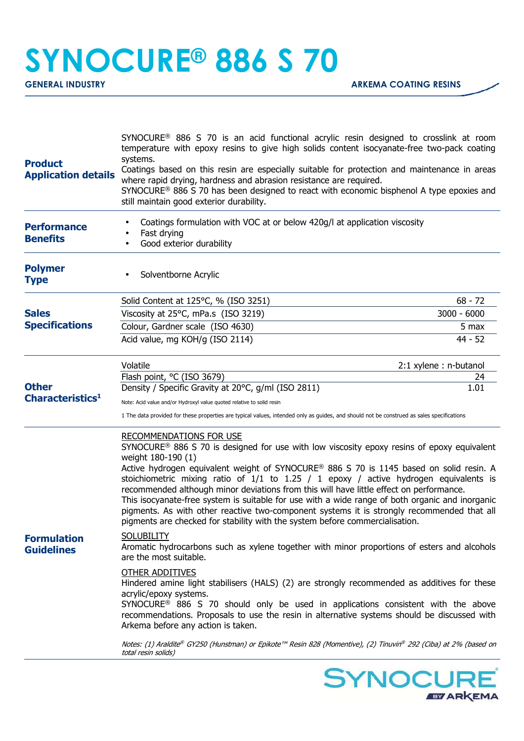# SYNOCURE® 886 S 70

**GENERAL INDUSTRY** | **ARKEMA COATING RESINS**

## Product Application details

SYNOCURE® 886 S 70 is an acid functional acrylic resin designed to crosslink at room temperature with epoxy resins to give high solids content isocyanate-free two-pack coating systems.
Coatings based on this resin are especially suitable for protection and maintenance in areas where rapid drying, hardness and abrasion resistance are required.
SYNOCURE® 886 S 70 has been designed to react with economic bisphenol A type epoxies and still maintain good exterior durability.

## Performance Benefits

- Coatings formulation with VOC at or below 420g/l at application viscosity
- Fast drying
- Good exterior durability

## Polymer Type

- Solventborne Acrylic

## Sales Specifications

| Property | Value |
|---|---|
| Solid Content at 125°C, % (ISO 3251) | 68 - 72 |
| Viscosity at 25°C, mPa.s (ISO 3219) | 3000 - 6000 |
| Colour, Gardner scale (ISO 4630) | 5 max |
| Acid value, mg KOH/g (ISO 2114) | 44 - 52 |

## Other Characteristics[1]

| Property | Value |
|---|---|
| Volatile | 2:1 xylene : n-butanol |
| Flash point, °C (ISO 3679) | 24 |
| Density / Specific Gravity at 20°C, g/ml (ISO 2811) | 1.01 |

Note: Acid value and/or Hydroxyl value quoted relative to solid resin

1 The data provided for these properties are typical values, intended only as guides, and should not be construed as sales specifications

## Formulation Guidelines

RECOMMENDATIONS FOR USE

SYNOCURE® 886 S 70 is designed for use with low viscosity epoxy resins of epoxy equivalent weight 180-190 (1)
Active hydrogen equivalent weight of SYNOCURE® 886 S 70 is 1145 based on solid resin. A stoichiometric mixing ratio of 1/1 to 1.25 / 1 epoxy / active hydrogen equivalents is recommended although minor deviations from this will have little effect on performance.
This isocyanate-free system is suitable for use with a wide range of both organic and inorganic pigments. As with other reactive two-component systems it is strongly recommended that all pigments are checked for stability with the system before commercialisation.

SOLUBILITY

Aromatic hydrocarbons such as xylene together with minor proportions of esters and alcohols are the most suitable.

OTHER ADDITIVES

Hindered amine light stabilisers (HALS) (2) are strongly recommended as additives for these acrylic/epoxy systems.
SYNOCURE® 886 S 70 should only be used in applications consistent with the above recommendations. Proposals to use the resin in alternative systems should be discussed with Arkema before any action is taken.

*Notes: (1) Araldite® GY250 (Hunstman) or Epikote™ Resin 828 (Momentive), (2) Tinuvin® 292 (Ciba) at 2% (based on total resin solids)*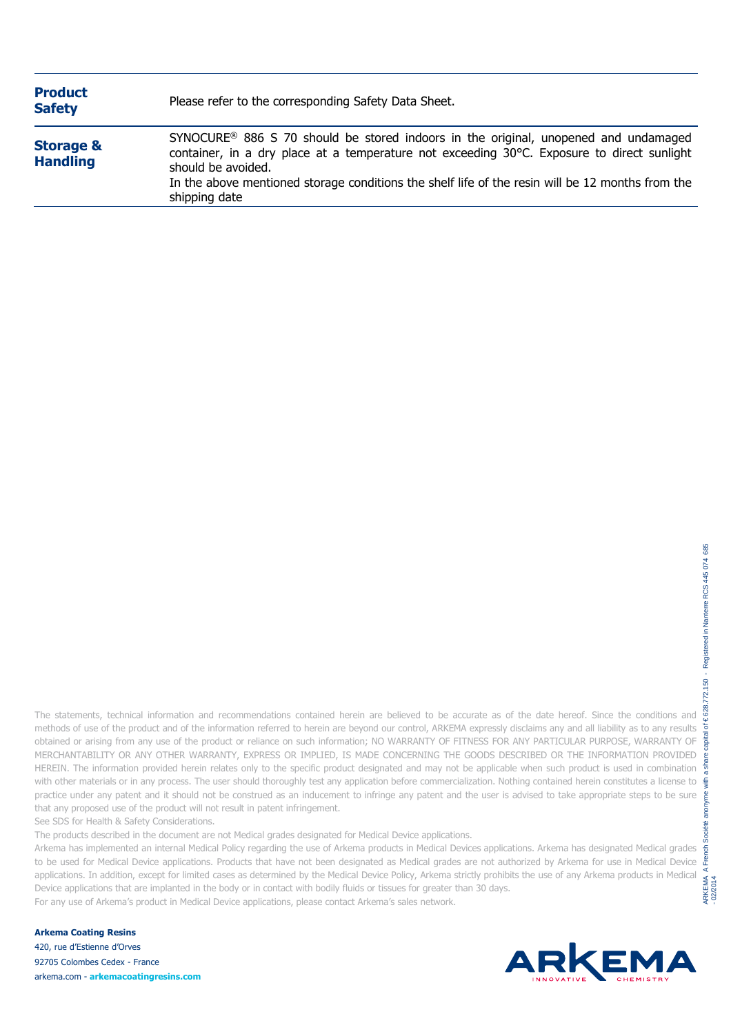| | |
|---|---|
| **Product Safety** | Please refer to the corresponding Safety Data Sheet. |
| **Storage & Handling** | SYNOCURE® 886 S 70 should be stored indoors in the original, unopened and undamaged container, in a dry place at a temperature not exceeding 30°C. Exposure to direct sunlight should be avoided. In the above mentioned storage conditions the shelf life of the resin will be 12 months from the shipping date |

The statements, technical information and recommendations contained herein are believed to be accurate as of the date hereof. Since the conditions and methods of use of the product and of the information referred to herein are beyond our control, ARKEMA expressly disclaims any and all liability as to any results obtained or arising from any use of the product or reliance on such information; NO WARRANTY OF FITNESS FOR ANY PARTICULAR PURPOSE, WARRANTY OF MERCHANTABILITY OR ANY OTHER WARRANTY, EXPRESS OR IMPLIED, IS MADE CONCERNING THE GOODS DESCRIBED OR THE INFORMATION PROVIDED HEREIN. The information provided herein relates only to the specific product designated and may not be applicable when such product is used in combination with other materials or in any process. The user should thoroughly test any application before commercialization. Nothing contained herein constitutes a license to practice under any patent and it should not be construed as an inducement to infringe any patent and the user is advised to take appropriate steps to be sure that any proposed use of the product will not result in patent infringement.
See SDS for Health & Safety Considerations.

The products described in the document are not Medical grades designated for Medical Device applications.

Arkema has implemented an internal Medical Policy regarding the use of Arkema products in Medical Devices applications. Arkema has designated Medical grades to be used for Medical Device applications. Products that have not been designated as Medical grades are not authorized by Arkema for use in Medical Device applications. In addition, except for limited cases as determined by the Medical Device Policy, Arkema strictly prohibits the use of any Arkema products in Medical Device applications that are implanted in the body or in contact with bodily fluids or tissues for greater than 30 days.

For any use of Arkema's product in Medical Device applications, please contact Arkema's sales network.

**Arkema Coating Resins**
420, rue d'Estienne d'Orves
92705 Colombes Cedex - France
arkema.com - **arkemacoatingresins.com**

ARKEMA A French Société anonyme with a share capital of € 628.772.150 - Registered in Nanterre RCS 445 074 685 - 02/2014